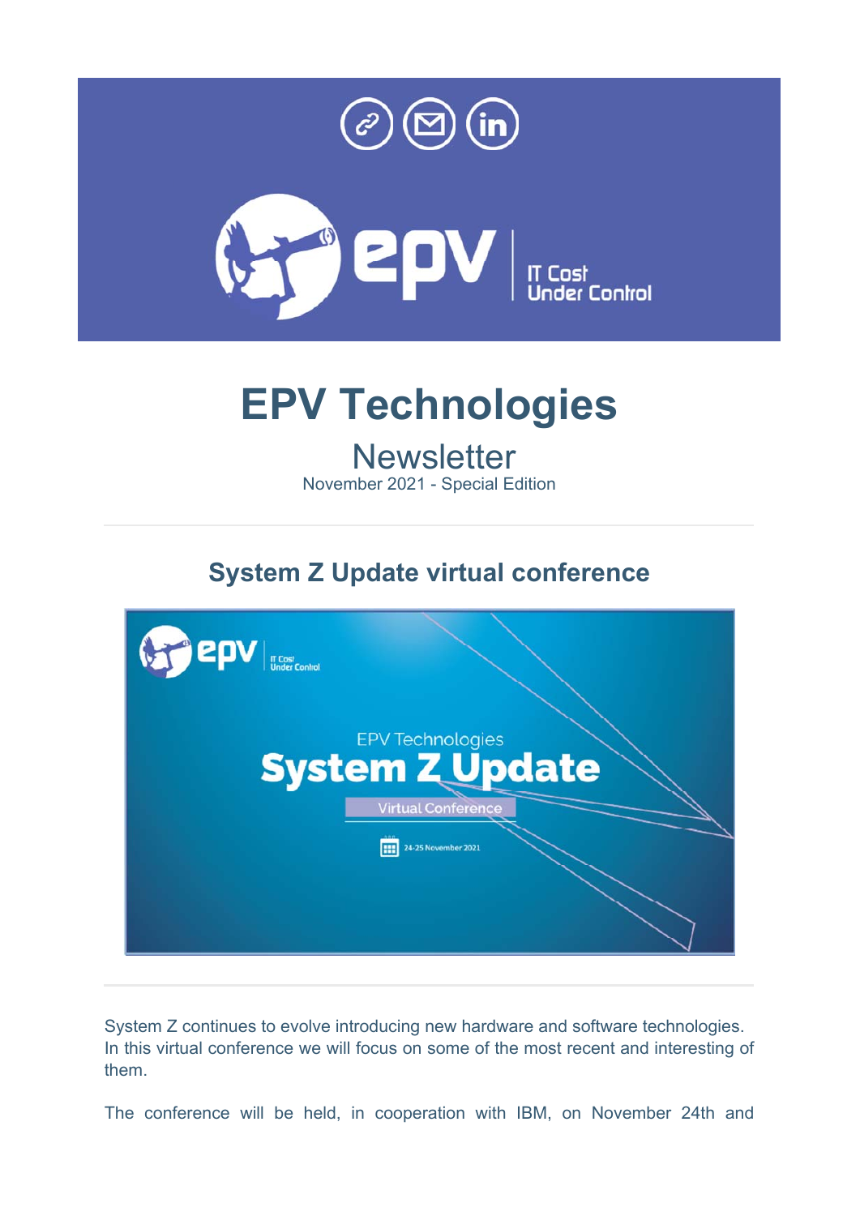# EPV Technologies

## Newsletter

November 2021 - Special Edition

## System Z Update virtual conference

System Z continues to evolve introducing new hardware and software technologies. In this virtual conference we will focus on some of the most recent and interesting of them.

The conference will be held, in cooperation with IBM, on November 24th and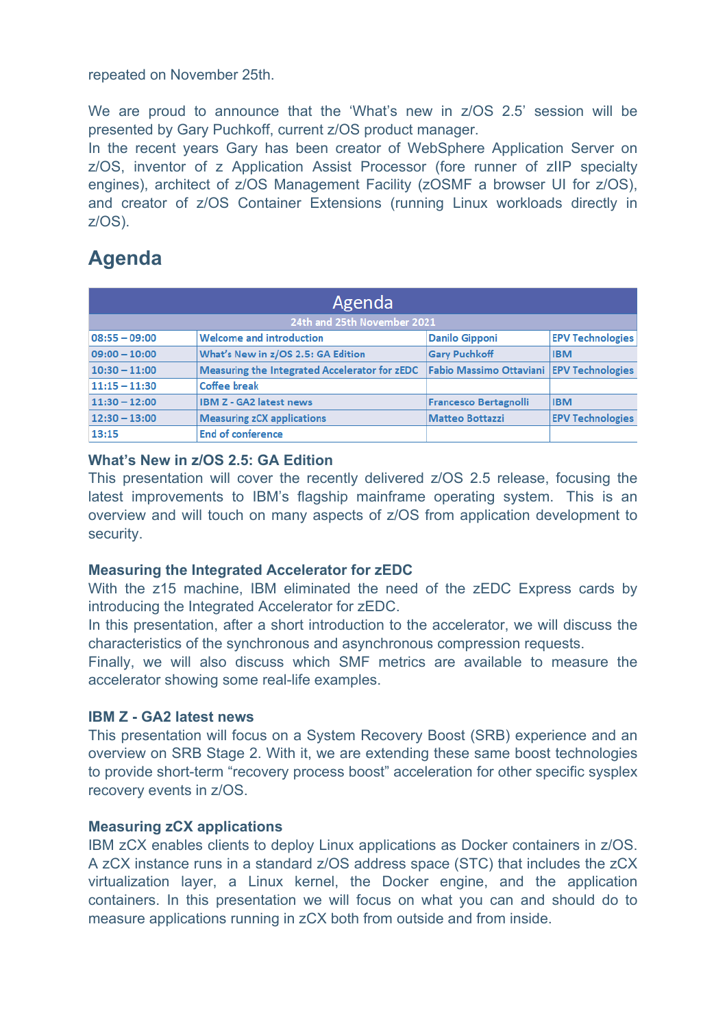repeated on November 25th.

We are proud to announce that the 'What's new in z/OS 2.5' session will be presented by Gary Puchkoff, current z/OS product manager.
In the recent years Gary has been creator of WebSphere Application Server on z/OS, inventor of z Application Assist Processor (fore runner of zIIP specialty engines), architect of z/OS Management Facility (zOSMF a browser UI for z/OS), and creator of z/OS Container Extensions (running Linux workloads directly in z/OS).

## Agenda

| Agenda | | | |
|---|---|---|---|
| 24th and 25th November 2021 | | | |
| 08:55 – 09:00 | Welcome and introduction | Danilo Gipponi | EPV Technologies |
| 09:00 – 10:00 | What's New in z/OS 2.5: GA Edition | Gary Puchkoff | IBM |
| 10:30 – 11:00 | Measuring the Integrated Accelerator for zEDC | Fabio Massimo Ottaviani | EPV Technologies |
| 11:15 – 11:30 | Coffee break | | |
| 11:30 – 12:00 | IBM Z - GA2 latest news | Francesco Bertagnolli | IBM |
| 12:30 – 13:00 | Measuring zCX applications | Matteo Bottazzi | EPV Technologies |
| 13:15 | End of conference | | |

### What's New in z/OS 2.5: GA Edition

This presentation will cover the recently delivered z/OS 2.5 release, focusing the latest improvements to IBM's flagship mainframe operating system. This is an overview and will touch on many aspects of z/OS from application development to security.

### Measuring the Integrated Accelerator for zEDC

With the z15 machine, IBM eliminated the need of the zEDC Express cards by introducing the Integrated Accelerator for zEDC.
In this presentation, after a short introduction to the accelerator, we will discuss the characteristics of the synchronous and asynchronous compression requests.
Finally, we will also discuss which SMF metrics are available to measure the accelerator showing some real-life examples.

### IBM Z - GA2 latest news

This presentation will focus on a System Recovery Boost (SRB) experience and an overview on SRB Stage 2. With it, we are extending these same boost technologies to provide short-term "recovery process boost" acceleration for other specific sysplex recovery events in z/OS.

### Measuring zCX applications

IBM zCX enables clients to deploy Linux applications as Docker containers in z/OS. A zCX instance runs in a standard z/OS address space (STC) that includes the zCX virtualization layer, a Linux kernel, the Docker engine, and the application containers. In this presentation we will focus on what you can and should do to measure applications running in zCX both from outside and from inside.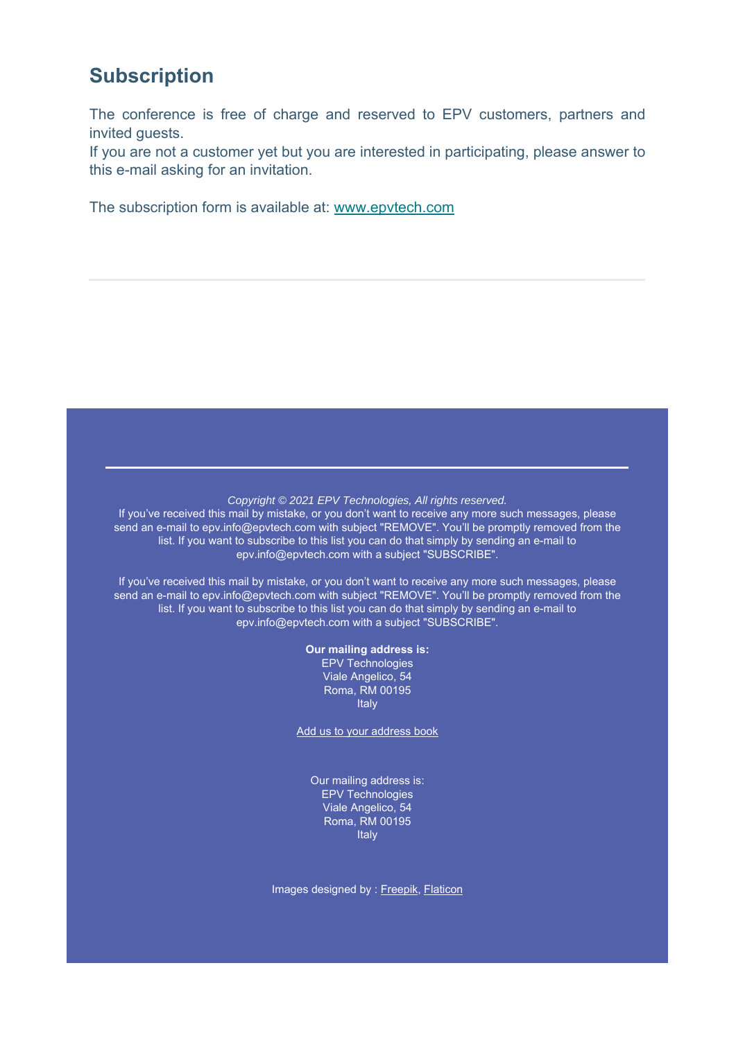## Subscription

The conference is free of charge and reserved to EPV customers, partners and invited guests.
If you are not a customer yet but you are interested in participating, please answer to this e-mail asking for an invitation.

The subscription form is available at: [www.epvtech.com](http://www.epvtech.com)

---

*Copyright © 2021 EPV Technologies, All rights reserved.*
If you've received this mail by mistake, or you don't want to receive any more such messages, please send an e-mail to epv.info@epvtech.com with subject "REMOVE". You'll be promptly removed from the list. If you want to subscribe to this list you can do that simply by sending an e-mail to epv.info@epvtech.com with a subject "SUBSCRIBE".

If you've received this mail by mistake, or you don't want to receive any more such messages, please send an e-mail to epv.info@epvtech.com with subject "REMOVE". You'll be promptly removed from the list. If you want to subscribe to this list you can do that simply by sending an e-mail to epv.info@epvtech.com with a subject "SUBSCRIBE".

**Our mailing address is:**
EPV Technologies
Viale Angelico, 54
Roma, RM 00195
Italy

Add us to your address book

Our mailing address is:
EPV Technologies
Viale Angelico, 54
Roma, RM 00195
Italy

Images designed by : Freepik, Flaticon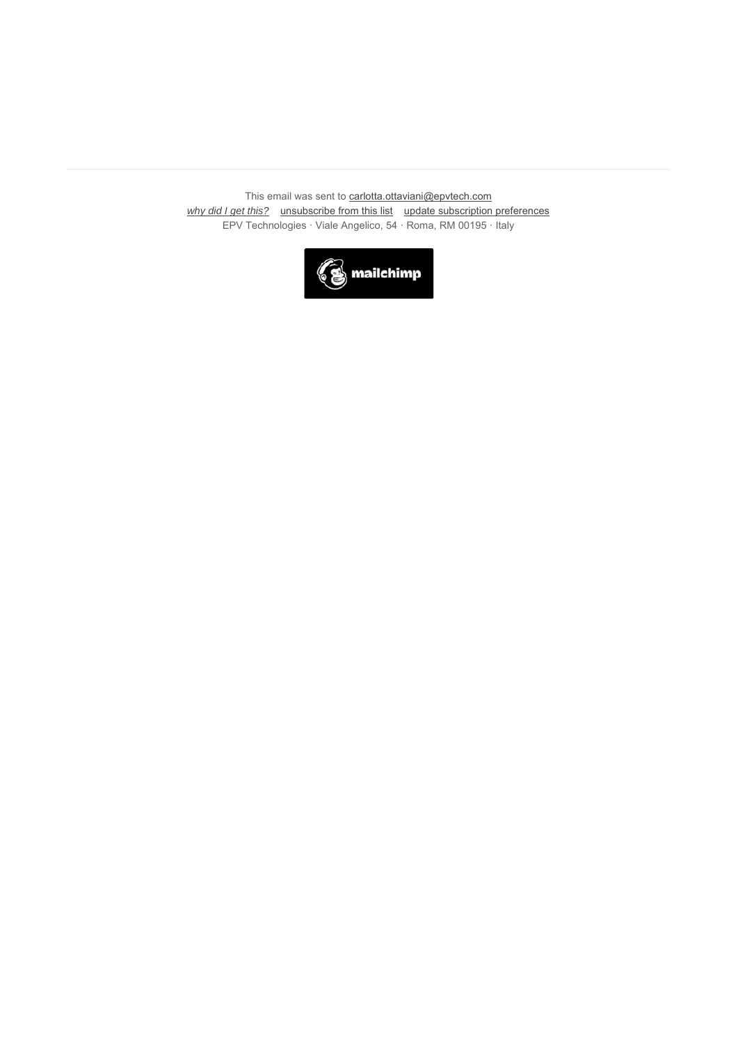---

This email was sent to carlotta.ottaviani@epvtech.com

*why did I get this?* unsubscribe from this list update subscription preferences

EPV Technologies · Viale Angelico, 54 · Roma, RM 00195 · Italy

mailchimp